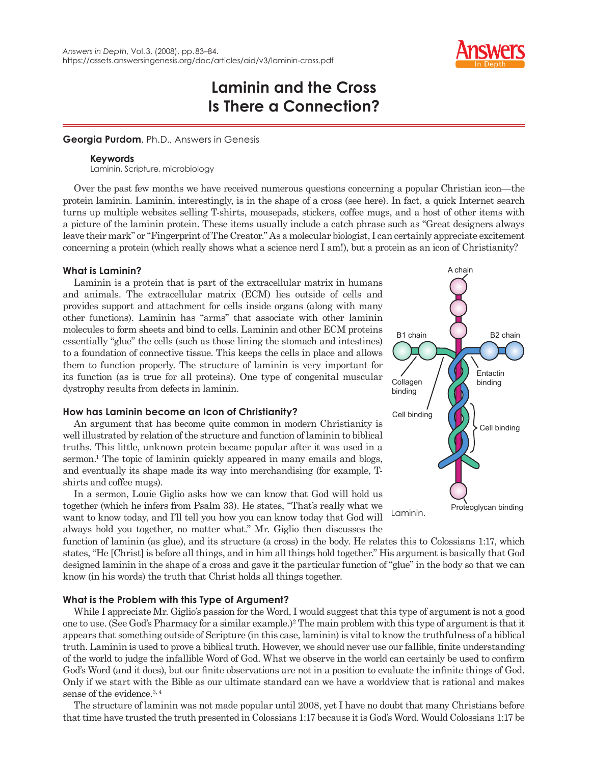# Laminin and the Cross Is There a Connection?

**Georgia Purdom**, Ph.D., Answers in Genesis

**Keywords**
Laminin, Scripture, microbiology

Over the past few months we have received numerous questions concerning a popular Christian icon—the protein laminin. Laminin, interestingly, is in the shape of a cross (see here). In fact, a quick Internet search turns up multiple websites selling T-shirts, mousepads, stickers, coffee mugs, and a host of other items with a picture of the laminin protein. These items usually include a catch phrase such as "Great designers always leave their mark" or "Fingerprint of The Creator." As a molecular biologist, I can certainly appreciate excitement concerning a protein (which really shows what a science nerd I am!), but a protein as an icon of Christianity?

### What is Laminin?

Laminin is a protein that is part of the extracellular matrix in humans and animals. The extracellular matrix (ECM) lies outside of cells and provides support and attachment for cells inside organs (along with many other functions). Laminin has "arms" that associate with other laminin molecules to form sheets and bind to cells. Laminin and other ECM proteins essentially "glue" the cells (such as those lining the stomach and intestines) to a foundation of connective tissue. This keeps the cells in place and allows them to function properly. The structure of laminin is very important for its function (as is true for all proteins). One type of congenital muscular dystrophy results from defects in laminin.

A chain, B1 chain, B2 chain, Collagen binding, Entactin binding, Cell binding, Cell binding, Proteoglycan binding

Laminin.

### How has Laminin become an Icon of Christianity?

An argument that has become quite common in modern Christianity is well illustrated by relation of the structure and function of laminin to biblical truths. This little, unknown protein became popular after it was used in a sermon.[1] The topic of laminin quickly appeared in many emails and blogs, and eventually its shape made its way into merchandising (for example, T-shirts and coffee mugs).

In a sermon, Louie Giglio asks how we can know that God will hold us together (which he infers from Psalm 33). He states, "That's really what we want to know today, and I'll tell you how you can know today that God will always hold you together, no matter what." Mr. Giglio then discusses the function of laminin (as glue), and its structure (a cross) in the body. He relates this to Colossians 1:17, which states, "He [Christ] is before all things, and in him all things hold together." His argument is basically that God designed laminin in the shape of a cross and gave it the particular function of "glue" in the body so that we can know (in his words) the truth that Christ holds all things together.

### What is the Problem with this Type of Argument?

While I appreciate Mr. Giglio's passion for the Word, I would suggest that this type of argument is not a good one to use. (See God's Pharmacy for a similar example.)[2] The main problem with this type of argument is that it appears that something outside of Scripture (in this case, laminin) is vital to know the truthfulness of a biblical truth. Laminin is used to prove a biblical truth. However, we should never use our fallible, finite understanding of the world to judge the infallible Word of God. What we observe in the world can certainly be used to confirm God's Word (and it does), but our finite observations are not in a position to evaluate the infinite things of God. Only if we start with the Bible as our ultimate standard can we have a worldview that is rational and makes sense of the evidence.[3, 4]

The structure of laminin was not made popular until 2008, yet I have no doubt that many Christians before that time have trusted the truth presented in Colossians 1:17 because it is God's Word. Would Colossians 1:17 be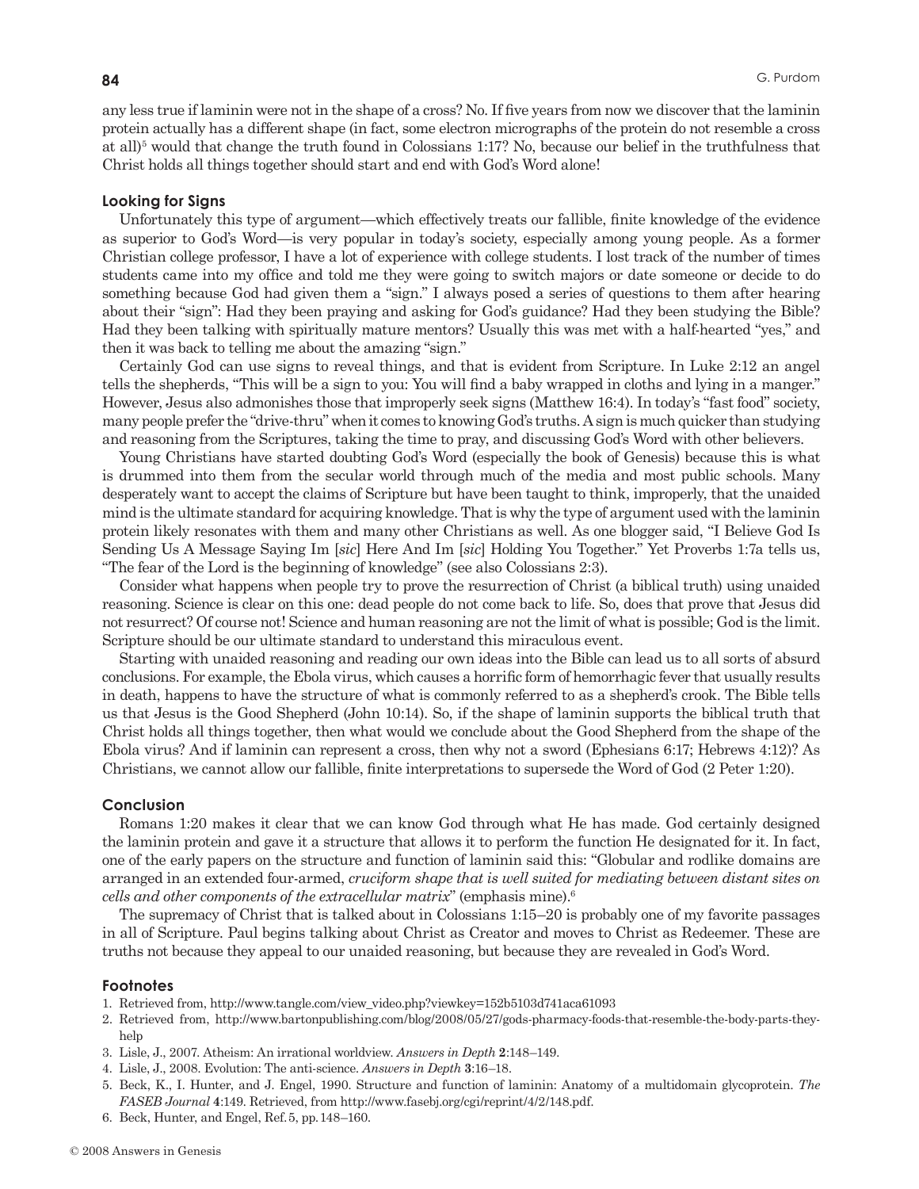any less true if laminin were not in the shape of a cross? No. If five years from now we discover that the laminin protein actually has a different shape (in fact, some electron micrographs of the protein do not resemble a cross at all)[5] would that change the truth found in Colossians 1:17? No, because our belief in the truthfulness that Christ holds all things together should start and end with God's Word alone!

## Looking for Signs

Unfortunately this type of argument—which effectively treats our fallible, finite knowledge of the evidence as superior to God's Word—is very popular in today's society, especially among young people. As a former Christian college professor, I have a lot of experience with college students. I lost track of the number of times students came into my office and told me they were going to switch majors or date someone or decide to do something because God had given them a "sign." I always posed a series of questions to them after hearing about their "sign": Had they been praying and asking for God's guidance? Had they been studying the Bible? Had they been talking with spiritually mature mentors? Usually this was met with a half-hearted "yes," and then it was back to telling me about the amazing "sign."

Certainly God can use signs to reveal things, and that is evident from Scripture. In Luke 2:12 an angel tells the shepherds, "This will be a sign to you: You will find a baby wrapped in cloths and lying in a manger." However, Jesus also admonishes those that improperly seek signs (Matthew 16:4). In today's "fast food" society, many people prefer the "drive-thru" when it comes to knowing God's truths. A sign is much quicker than studying and reasoning from the Scriptures, taking the time to pray, and discussing God's Word with other believers.

Young Christians have started doubting God's Word (especially the book of Genesis) because this is what is drummed into them from the secular world through much of the media and most public schools. Many desperately want to accept the claims of Scripture but have been taught to think, improperly, that the unaided mind is the ultimate standard for acquiring knowledge. That is why the type of argument used with the laminin protein likely resonates with them and many other Christians as well. As one blogger said, "I Believe God Is Sending Us A Message Saying Im [*sic*] Here And Im [*sic*] Holding You Together." Yet Proverbs 1:7a tells us, "The fear of the Lord is the beginning of knowledge" (see also Colossians 2:3).

Consider what happens when people try to prove the resurrection of Christ (a biblical truth) using unaided reasoning. Science is clear on this one: dead people do not come back to life. So, does that prove that Jesus did not resurrect? Of course not! Science and human reasoning are not the limit of what is possible; God is the limit. Scripture should be our ultimate standard to understand this miraculous event.

Starting with unaided reasoning and reading our own ideas into the Bible can lead us to all sorts of absurd conclusions. For example, the Ebola virus, which causes a horrific form of hemorrhagic fever that usually results in death, happens to have the structure of what is commonly referred to as a shepherd's crook. The Bible tells us that Jesus is the Good Shepherd (John 10:14). So, if the shape of laminin supports the biblical truth that Christ holds all things together, then what would we conclude about the Good Shepherd from the shape of the Ebola virus? And if laminin can represent a cross, then why not a sword (Ephesians 6:17; Hebrews 4:12)? As Christians, we cannot allow our fallible, finite interpretations to supersede the Word of God (2 Peter 1:20).

## Conclusion

Romans 1:20 makes it clear that we can know God through what He has made. God certainly designed the laminin protein and gave it a structure that allows it to perform the function He designated for it. In fact, one of the early papers on the structure and function of laminin said this: "Globular and rodlike domains are arranged in an extended four-armed, *cruciform shape that is well suited for mediating between distant sites on cells and other components of the extracellular matrix*" (emphasis mine).[6]

The supremacy of Christ that is talked about in Colossians 1:15–20 is probably one of my favorite passages in all of Scripture. Paul begins talking about Christ as Creator and moves to Christ as Redeemer. These are truths not because they appeal to our unaided reasoning, but because they are revealed in God's Word.

## Footnotes

1. Retrieved from, http://www.tangle.com/view_video.php?viewkey=152b5103d741aca61093
2. Retrieved from, http://www.bartonpublishing.com/blog/2008/05/27/gods-pharmacy-foods-that-resemble-the-body-parts-they-help
3. Lisle, J., 2007. Atheism: An irrational worldview. *Answers in Depth* **2**:148–149.
4. Lisle, J., 2008. Evolution: The anti-science. *Answers in Depth* **3**:16–18.
5. Beck, K., I. Hunter, and J. Engel, 1990. Structure and function of laminin: Anatomy of a multidomain glycoprotein. *The FASEB Journal* **4**:149. Retrieved, from http://www.fasebj.org/cgi/reprint/4/2/148.pdf.
6. Beck, Hunter, and Engel, Ref. 5, pp. 148–160.

© 2008 Answers in Genesis